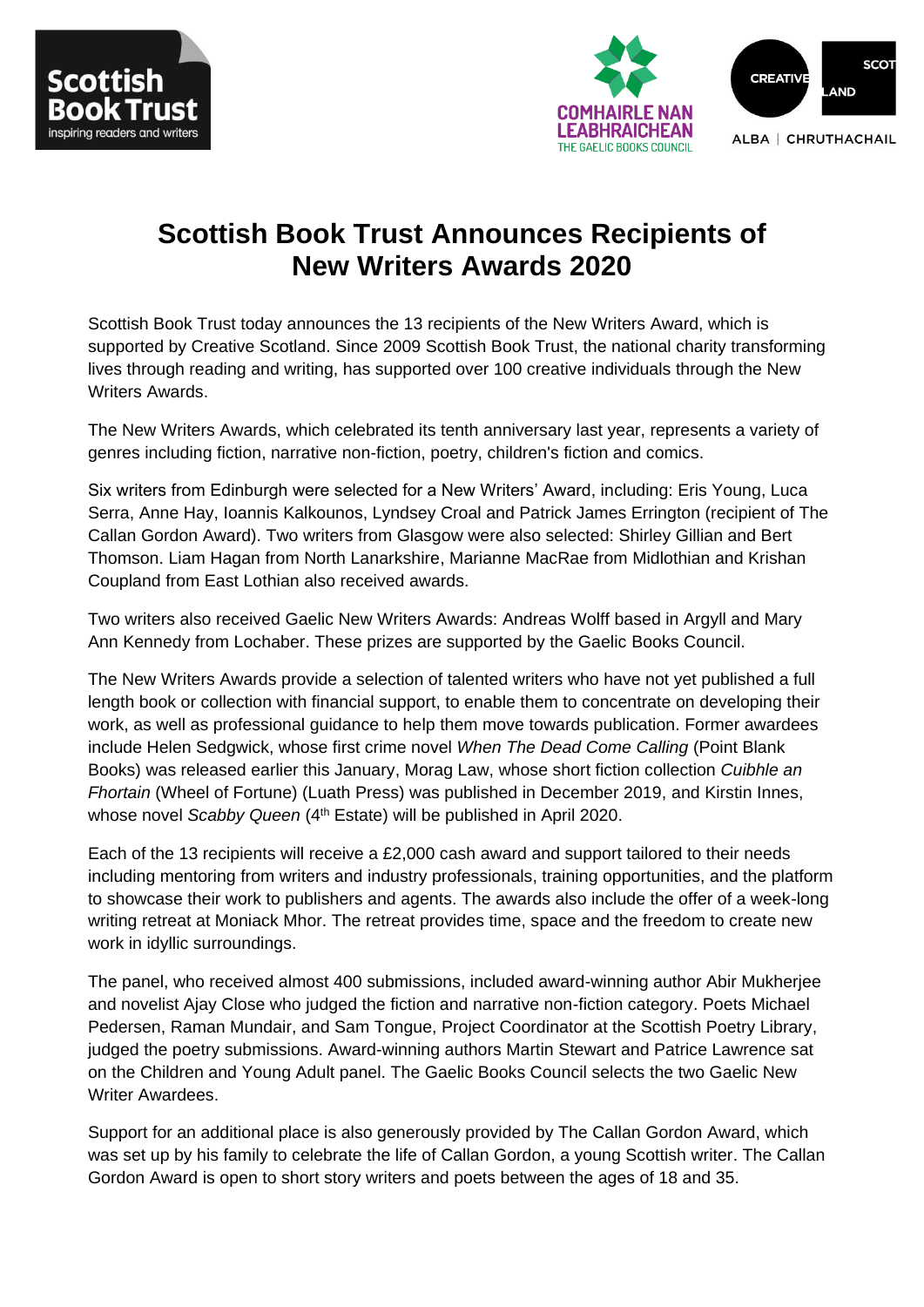# Scottish Book Trust Announces Recipients of New Writers Awards 2020

Scottish Book Trust today announces the 13 recipients of the New Writers Award, which is supported by Creative Scotland. Since 2009 Scottish Book Trust, the national charity transforming lives through reading and writing, has supported over 100 creative individuals through the New Writers Awards.

The New Writers Awards, which celebrated its tenth anniversary last year, represents a variety of genres including fiction, narrative non-fiction, poetry, children's fiction and comics.

Six writers from Edinburgh were selected for a New Writers' Award, including: Eris Young, Luca Serra, Anne Hay, Ioannis Kalkounos, Lyndsey Croal and Patrick James Errington (recipient of The Callan Gordon Award). Two writers from Glasgow were also selected: Shirley Gillian and Bert Thomson. Liam Hagan from North Lanarkshire, Marianne MacRae from Midlothian and Krishan Coupland from East Lothian also received awards.

Two writers also received Gaelic New Writers Awards: Andreas Wolff based in Argyll and Mary Ann Kennedy from Lochaber. These prizes are supported by the Gaelic Books Council.

The New Writers Awards provide a selection of talented writers who have not yet published a full length book or collection with financial support, to enable them to concentrate on developing their work, as well as professional guidance to help them move towards publication. Former awardees include Helen Sedgwick, whose first crime novel *When The Dead Come Calling* (Point Blank Books) was released earlier this January, Morag Law, whose short fiction collection *Cuibhle an Fhortain* (Wheel of Fortune) (Luath Press) was published in December 2019, and Kirstin Innes, whose novel *Scabby Queen* (4th Estate) will be published in April 2020.

Each of the 13 recipients will receive a £2,000 cash award and support tailored to their needs including mentoring from writers and industry professionals, training opportunities, and the platform to showcase their work to publishers and agents. The awards also include the offer of a week-long writing retreat at Moniack Mhor. The retreat provides time, space and the freedom to create new work in idyllic surroundings.

The panel, who received almost 400 submissions, included award-winning author Abir Mukherjee and novelist Ajay Close who judged the fiction and narrative non-fiction category. Poets Michael Pedersen, Raman Mundair, and Sam Tongue, Project Coordinator at the Scottish Poetry Library, judged the poetry submissions. Award-winning authors Martin Stewart and Patrice Lawrence sat on the Children and Young Adult panel. The Gaelic Books Council selects the two Gaelic New Writer Awardees.

Support for an additional place is also generously provided by The Callan Gordon Award, which was set up by his family to celebrate the life of Callan Gordon, a young Scottish writer. The Callan Gordon Award is open to short story writers and poets between the ages of 18 and 35.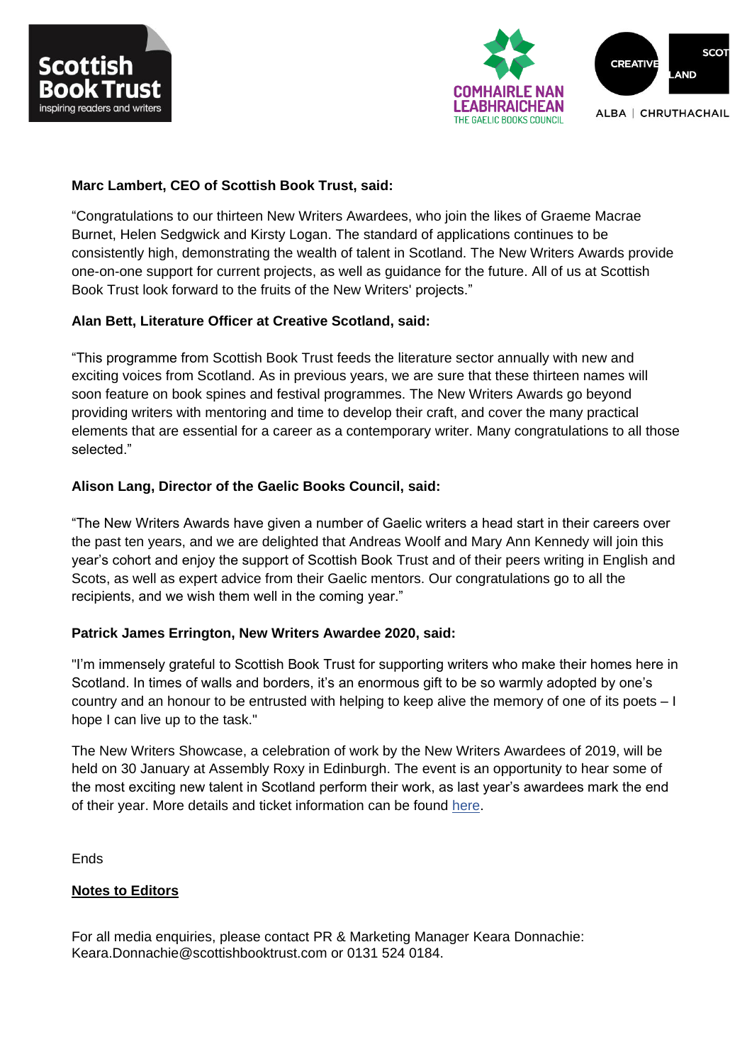**Marc Lambert, CEO of Scottish Book Trust, said:**

“Congratulations to our thirteen New Writers Awardees, who join the likes of Graeme Macrae Burnet, Helen Sedgwick and Kirsty Logan. The standard of applications continues to be consistently high, demonstrating the wealth of talent in Scotland. The New Writers Awards provide one-on-one support for current projects, as well as guidance for the future. All of us at Scottish Book Trust look forward to the fruits of the New Writers' projects.”

**Alan Bett, Literature Officer at Creative Scotland, said:**

“This programme from Scottish Book Trust feeds the literature sector annually with new and exciting voices from Scotland. As in previous years, we are sure that these thirteen names will soon feature on book spines and festival programmes. The New Writers Awards go beyond providing writers with mentoring and time to develop their craft, and cover the many practical elements that are essential for a career as a contemporary writer. Many congratulations to all those selected.”

**Alison Lang, Director of the Gaelic Books Council, said:**

“The New Writers Awards have given a number of Gaelic writers a head start in their careers over the past ten years, and we are delighted that Andreas Woolf and Mary Ann Kennedy will join this year’s cohort and enjoy the support of Scottish Book Trust and of their peers writing in English and Scots, as well as expert advice from their Gaelic mentors. Our congratulations go to all the recipients, and we wish them well in the coming year.”

**Patrick James Errington, New Writers Awardee 2020, said:**

"I’m immensely grateful to Scottish Book Trust for supporting writers who make their homes here in Scotland. In times of walls and borders, it’s an enormous gift to be so warmly adopted by one’s country and an honour to be entrusted with helping to keep alive the memory of one of its poets – I hope I can live up to the task."

The New Writers Showcase, a celebration of work by the New Writers Awardees of 2019, will be held on 30 January at Assembly Roxy in Edinburgh. The event is an opportunity to hear some of the most exciting new talent in Scotland perform their work, as last year’s awardees mark the end of their year. More details and ticket information can be found here.

Ends

**Notes to Editors**

For all media enquiries, please contact PR & Marketing Manager Keara Donnachie: Keara.Donnachie@scottishbooktrust.com or 0131 524 0184.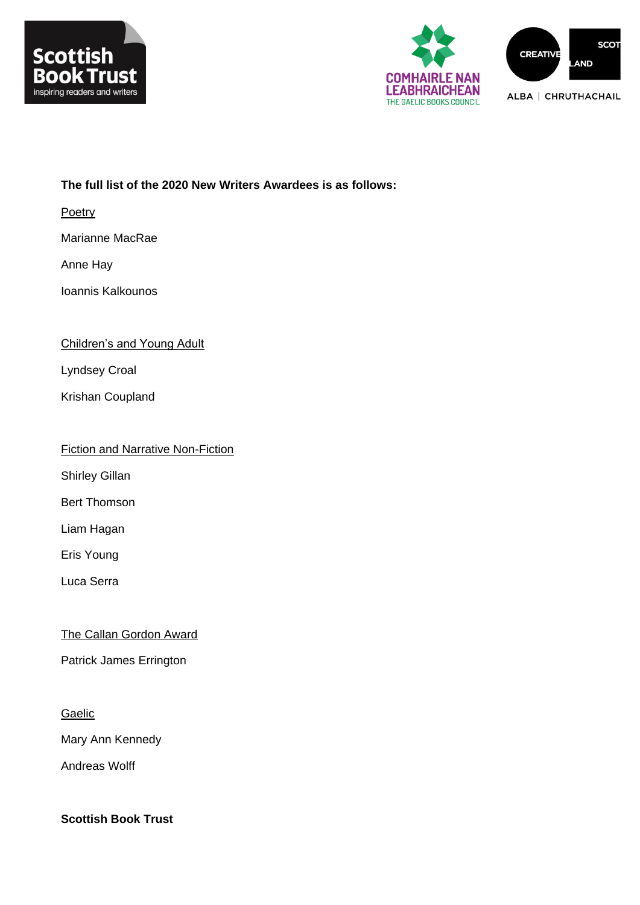**The full list of the 2020 New Writers Awardees is as follows:**

Poetry

Marianne MacRae

Anne Hay

Ioannis Kalkounos

Children's and Young Adult

Lyndsey Croal

Krishan Coupland

Fiction and Narrative Non-Fiction

Shirley Gillan

Bert Thomson

Liam Hagan

Eris Young

Luca Serra

The Callan Gordon Award

Patrick James Errington

Gaelic

Mary Ann Kennedy

Andreas Wolff

**Scottish Book Trust**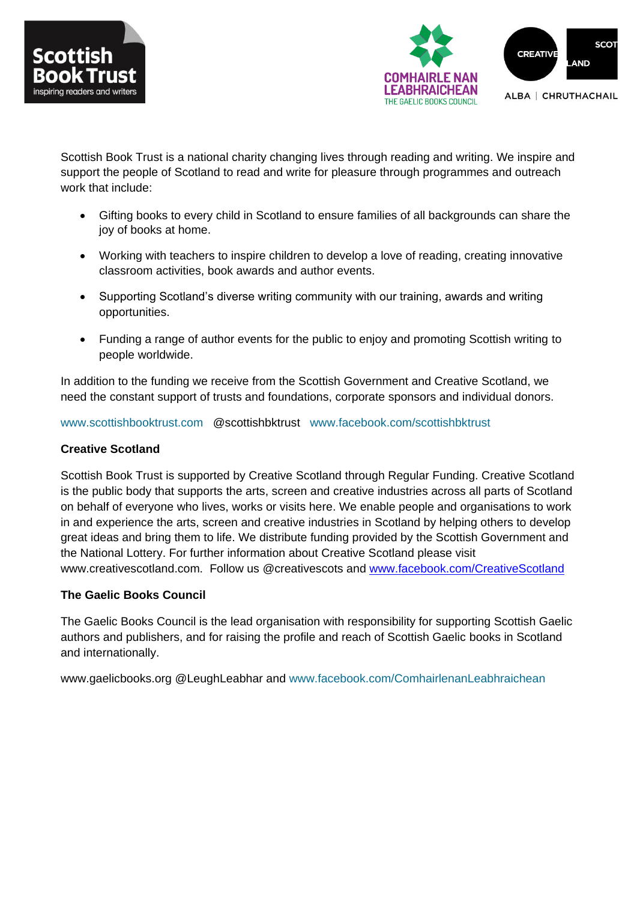Scottish Book Trust is a national charity changing lives through reading and writing. We inspire and support the people of Scotland to read and write for pleasure through programmes and outreach work that include:

- Gifting books to every child in Scotland to ensure families of all backgrounds can share the joy of books at home.
- Working with teachers to inspire children to develop a love of reading, creating innovative classroom activities, book awards and author events.
- Supporting Scotland's diverse writing community with our training, awards and writing opportunities.
- Funding a range of author events for the public to enjoy and promoting Scottish writing to people worldwide.

In addition to the funding we receive from the Scottish Government and Creative Scotland, we need the constant support of trusts and foundations, corporate sponsors and individual donors.

www.scottishbooktrust.com @scottishbktrust www.facebook.com/scottishbktrust

**Creative Scotland**

Scottish Book Trust is supported by Creative Scotland through Regular Funding. Creative Scotland is the public body that supports the arts, screen and creative industries across all parts of Scotland on behalf of everyone who lives, works or visits here. We enable people and organisations to work in and experience the arts, screen and creative industries in Scotland by helping others to develop great ideas and bring them to life. We distribute funding provided by the Scottish Government and the National Lottery. For further information about Creative Scotland please visit www.creativescotland.com. Follow us @creativescots and www.facebook.com/CreativeScotland

**The Gaelic Books Council**

The Gaelic Books Council is the lead organisation with responsibility for supporting Scottish Gaelic authors and publishers, and for raising the profile and reach of Scottish Gaelic books in Scotland and internationally.

www.gaelicbooks.org @LeughLeabhar and www.facebook.com/ComhairlenanLeabhraichean